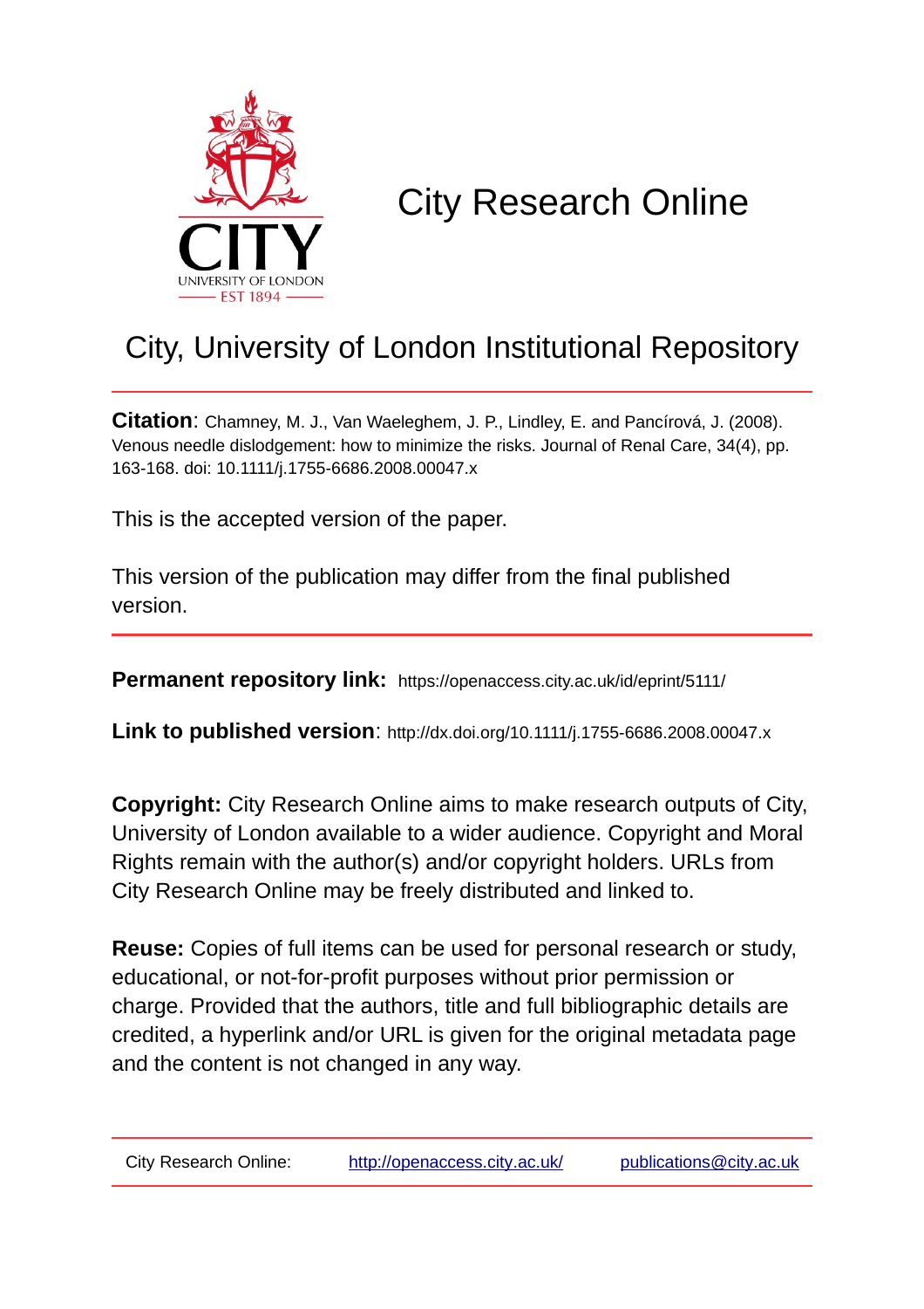# City Research Online

## City, University of London Institutional Repository

**Citation**: Chamney, M. J., Van Waeleghem, J. P., Lindley, E. and Pancírová, J. (2008). Venous needle dislodgement: how to minimize the risks. Journal of Renal Care, 34(4), pp. 163-168. doi: 10.1111/j.1755-6686.2008.00047.x

This is the accepted version of the paper.

This version of the publication may differ from the final published version.

**Permanent repository link:** https://openaccess.city.ac.uk/id/eprint/5111/

**Link to published version**: http://dx.doi.org/10.1111/j.1755-6686.2008.00047.x

**Copyright:** City Research Online aims to make research outputs of City, University of London available to a wider audience. Copyright and Moral Rights remain with the author(s) and/or copyright holders. URLs from City Research Online may be freely distributed and linked to.

**Reuse:** Copies of full items can be used for personal research or study, educational, or not-for-profit purposes without prior permission or charge. Provided that the authors, title and full bibliographic details are credited, a hyperlink and/or URL is given for the original metadata page and the content is not changed in any way.

City Research Online: http://openaccess.city.ac.uk/ publications@city.ac.uk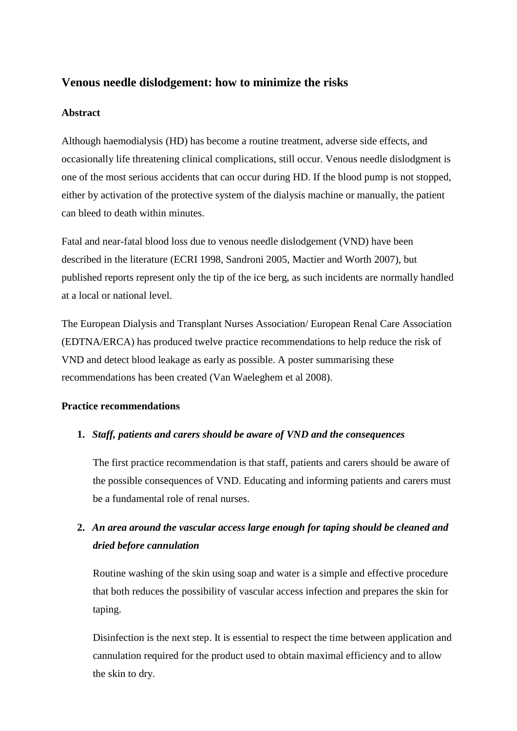## Venous needle dislodgement: how to minimize the risks

### Abstract

Although haemodialysis (HD) has become a routine treatment, adverse side effects, and occasionally life threatening clinical complications, still occur. Venous needle dislodgment is one of the most serious accidents that can occur during HD. If the blood pump is not stopped, either by activation of the protective system of the dialysis machine or manually, the patient can bleed to death within minutes.

Fatal and near-fatal blood loss due to venous needle dislodgement (VND) have been described in the literature (ECRI 1998, Sandroni 2005, Mactier and Worth 2007), but published reports represent only the tip of the ice berg, as such incidents are normally handled at a local or national level.

The European Dialysis and Transplant Nurses Association/ European Renal Care Association (EDTNA/ERCA) has produced twelve practice recommendations to help reduce the risk of VND and detect blood leakage as early as possible. A poster summarising these recommendations has been created (Van Waeleghem et al 2008).

### Practice recommendations

1. ***Staff, patients and carers should be aware of VND and the consequences***

   The first practice recommendation is that staff, patients and carers should be aware of the possible consequences of VND. Educating and informing patients and carers must be a fundamental role of renal nurses.

2. ***An area around the vascular access large enough for taping should be cleaned and dried before cannulation***

   Routine washing of the skin using soap and water is a simple and effective procedure that both reduces the possibility of vascular access infection and prepares the skin for taping.

   Disinfection is the next step. It is essential to respect the time between application and cannulation required for the product used to obtain maximal efficiency and to allow the skin to dry.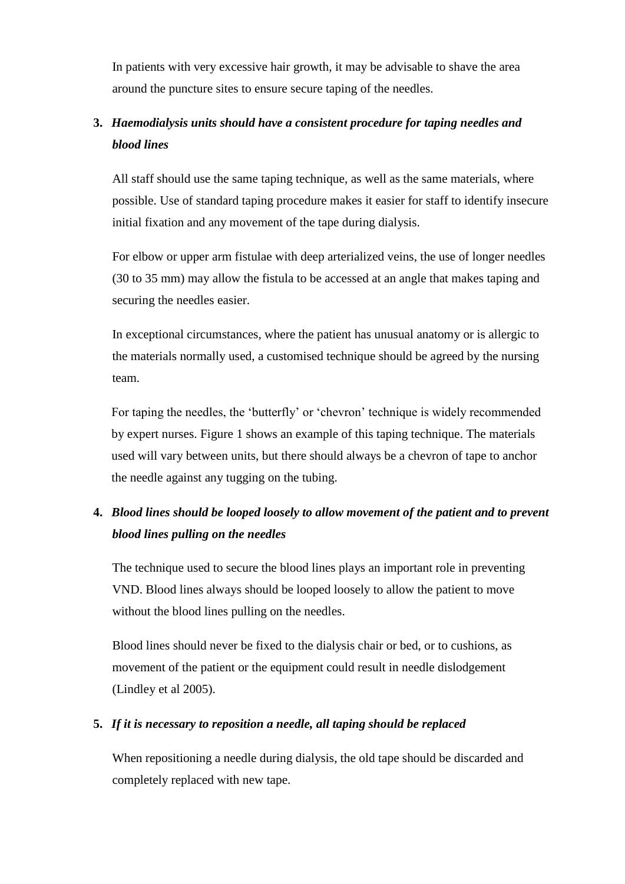In patients with very excessive hair growth, it may be advisable to shave the area around the puncture sites to ensure secure taping of the needles.

3. ***Haemodialysis units should have a consistent procedure for taping needles and blood lines***

   All staff should use the same taping technique, as well as the same materials, where possible. Use of standard taping procedure makes it easier for staff to identify insecure initial fixation and any movement of the tape during dialysis.

   For elbow or upper arm fistulae with deep arterialized veins, the use of longer needles (30 to 35 mm) may allow the fistula to be accessed at an angle that makes taping and securing the needles easier.

   In exceptional circumstances, where the patient has unusual anatomy or is allergic to the materials normally used, a customised technique should be agreed by the nursing team.

   For taping the needles, the 'butterfly' or 'chevron' technique is widely recommended by expert nurses. Figure 1 shows an example of this taping technique. The materials used will vary between units, but there should always be a chevron of tape to anchor the needle against any tugging on the tubing.

4. ***Blood lines should be looped loosely to allow movement of the patient and to prevent blood lines pulling on the needles***

   The technique used to secure the blood lines plays an important role in preventing VND. Blood lines always should be looped loosely to allow the patient to move without the blood lines pulling on the needles.

   Blood lines should never be fixed to the dialysis chair or bed, or to cushions, as movement of the patient or the equipment could result in needle dislodgement (Lindley et al 2005).

5. ***If it is necessary to reposition a needle, all taping should be replaced***

   When repositioning a needle during dialysis, the old tape should be discarded and completely replaced with new tape.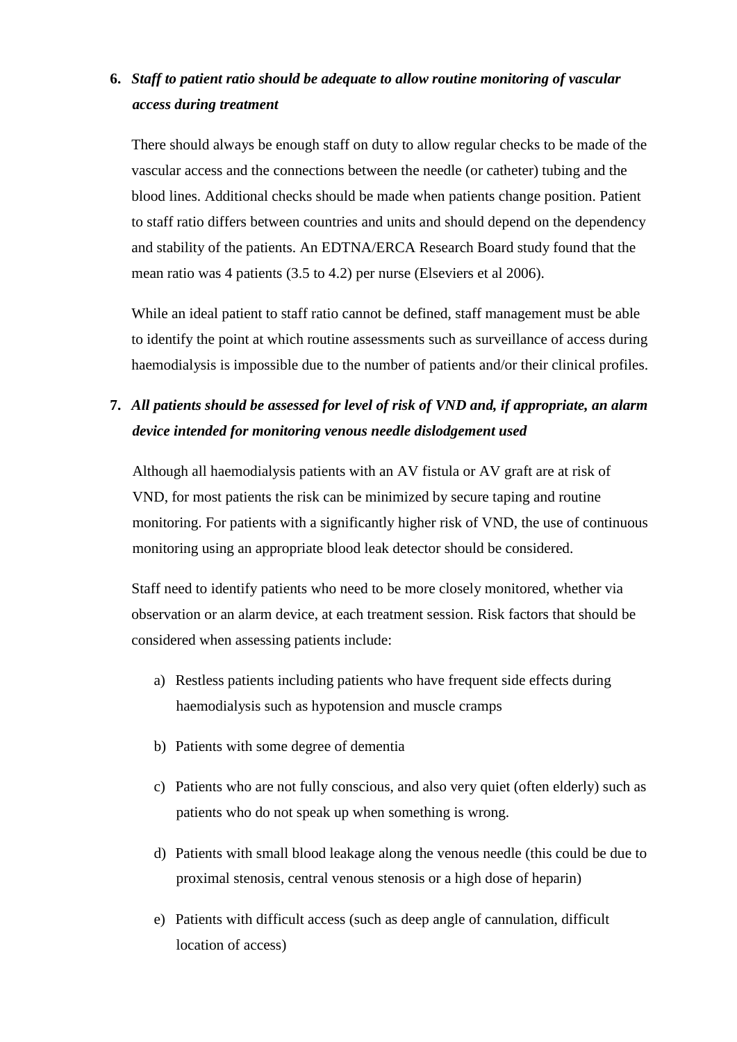6. ***Staff to patient ratio should be adequate to allow routine monitoring of vascular access during treatment***

   There should always be enough staff on duty to allow regular checks to be made of the vascular access and the connections between the needle (or catheter) tubing and the blood lines. Additional checks should be made when patients change position. Patient to staff ratio differs between countries and units and should depend on the dependency and stability of the patients. An EDTNA/ERCA Research Board study found that the mean ratio was 4 patients (3.5 to 4.2) per nurse (Elseviers et al 2006).

   While an ideal patient to staff ratio cannot be defined, staff management must be able to identify the point at which routine assessments such as surveillance of access during haemodialysis is impossible due to the number of patients and/or their clinical profiles.

7. ***All patients should be assessed for level of risk of VND and, if appropriate, an alarm device intended for monitoring venous needle dislodgement used***

   Although all haemodialysis patients with an AV fistula or AV graft are at risk of VND, for most patients the risk can be minimized by secure taping and routine monitoring. For patients with a significantly higher risk of VND, the use of continuous monitoring using an appropriate blood leak detector should be considered.

   Staff need to identify patients who need to be more closely monitored, whether via observation or an alarm device, at each treatment session. Risk factors that should be considered when assessing patients include:

   a) Restless patients including patients who have frequent side effects during haemodialysis such as hypotension and muscle cramps

   b) Patients with some degree of dementia

   c) Patients who are not fully conscious, and also very quiet (often elderly) such as patients who do not speak up when something is wrong.

   d) Patients with small blood leakage along the venous needle (this could be due to proximal stenosis, central venous stenosis or a high dose of heparin)

   e) Patients with difficult access (such as deep angle of cannulation, difficult location of access)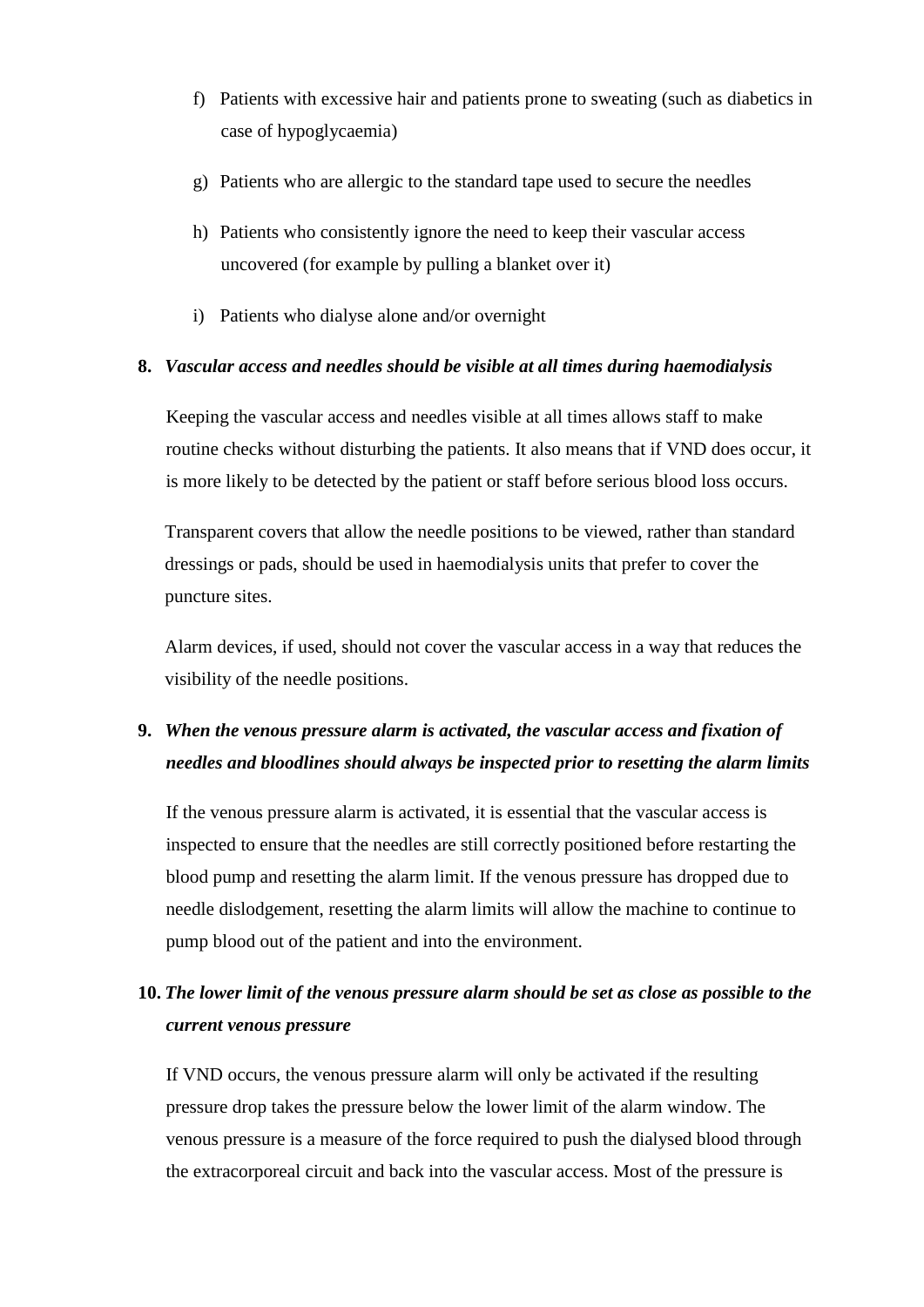f) Patients with excessive hair and patients prone to sweating (such as diabetics in case of hypoglycaemia)

g) Patients who are allergic to the standard tape used to secure the needles

h) Patients who consistently ignore the need to keep their vascular access uncovered (for example by pulling a blanket over it)

i) Patients who dialyse alone and/or overnight

**8. *Vascular access and needles should be visible at all times during haemodialysis***

Keeping the vascular access and needles visible at all times allows staff to make routine checks without disturbing the patients. It also means that if VND does occur, it is more likely to be detected by the patient or staff before serious blood loss occurs.

Transparent covers that allow the needle positions to be viewed, rather than standard dressings or pads, should be used in haemodialysis units that prefer to cover the puncture sites.

Alarm devices, if used, should not cover the vascular access in a way that reduces the visibility of the needle positions.

**9. *When the venous pressure alarm is activated, the vascular access and fixation of needles and bloodlines should always be inspected prior to resetting the alarm limits***

If the venous pressure alarm is activated, it is essential that the vascular access is inspected to ensure that the needles are still correctly positioned before restarting the blood pump and resetting the alarm limit. If the venous pressure has dropped due to needle dislodgement, resetting the alarm limits will allow the machine to continue to pump blood out of the patient and into the environment.

**10. *The lower limit of the venous pressure alarm should be set as close as possible to the current venous pressure***

If VND occurs, the venous pressure alarm will only be activated if the resulting pressure drop takes the pressure below the lower limit of the alarm window. The venous pressure is a measure of the force required to push the dialysed blood through the extracorporeal circuit and back into the vascular access. Most of the pressure is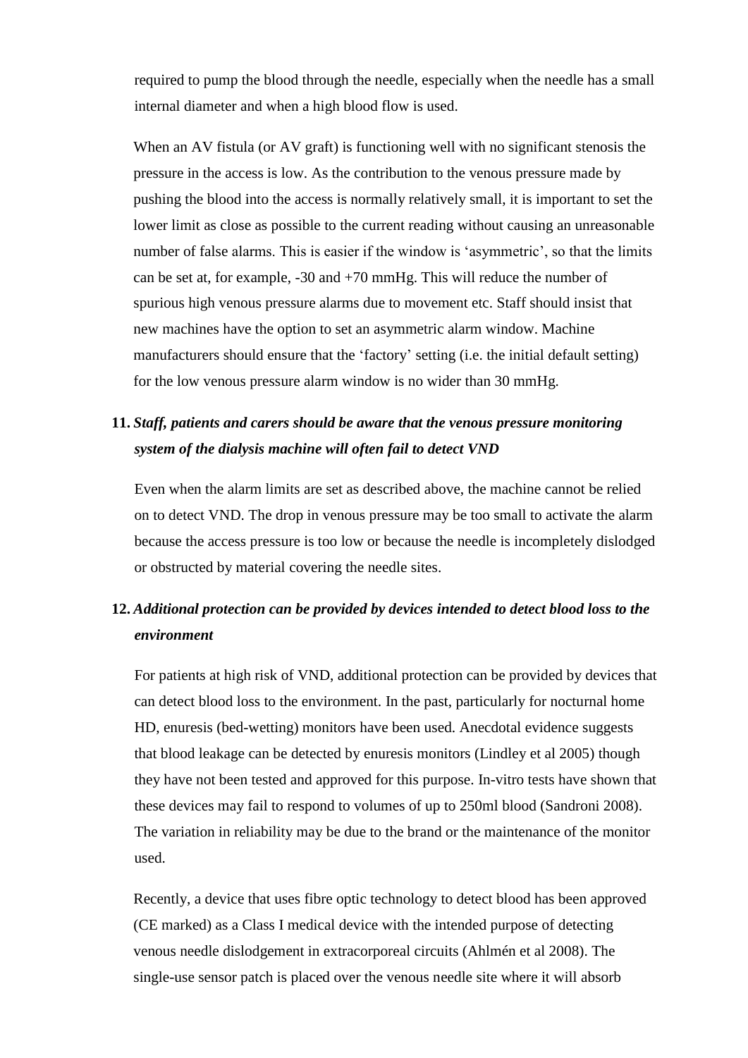required to pump the blood through the needle, especially when the needle has a small internal diameter and when a high blood flow is used.

When an AV fistula (or AV graft) is functioning well with no significant stenosis the pressure in the access is low. As the contribution to the venous pressure made by pushing the blood into the access is normally relatively small, it is important to set the lower limit as close as possible to the current reading without causing an unreasonable number of false alarms. This is easier if the window is 'asymmetric', so that the limits can be set at, for example, -30 and +70 mmHg. This will reduce the number of spurious high venous pressure alarms due to movement etc. Staff should insist that new machines have the option to set an asymmetric alarm window. Machine manufacturers should ensure that the 'factory' setting (i.e. the initial default setting) for the low venous pressure alarm window is no wider than 30 mmHg.

**11.** ***Staff, patients and carers should be aware that the venous pressure monitoring system of the dialysis machine will often fail to detect VND***

Even when the alarm limits are set as described above, the machine cannot be relied on to detect VND. The drop in venous pressure may be too small to activate the alarm because the access pressure is too low or because the needle is incompletely dislodged or obstructed by material covering the needle sites.

**12.** ***Additional protection can be provided by devices intended to detect blood loss to the environment***

For patients at high risk of VND, additional protection can be provided by devices that can detect blood loss to the environment. In the past, particularly for nocturnal home HD, enuresis (bed-wetting) monitors have been used. Anecdotal evidence suggests that blood leakage can be detected by enuresis monitors (Lindley et al 2005) though they have not been tested and approved for this purpose. In-vitro tests have shown that these devices may fail to respond to volumes of up to 250ml blood (Sandroni 2008). The variation in reliability may be due to the brand or the maintenance of the monitor used.

Recently, a device that uses fibre optic technology to detect blood has been approved (CE marked) as a Class I medical device with the intended purpose of detecting venous needle dislodgement in extracorporeal circuits (Ahlmén et al 2008). The single-use sensor patch is placed over the venous needle site where it will absorb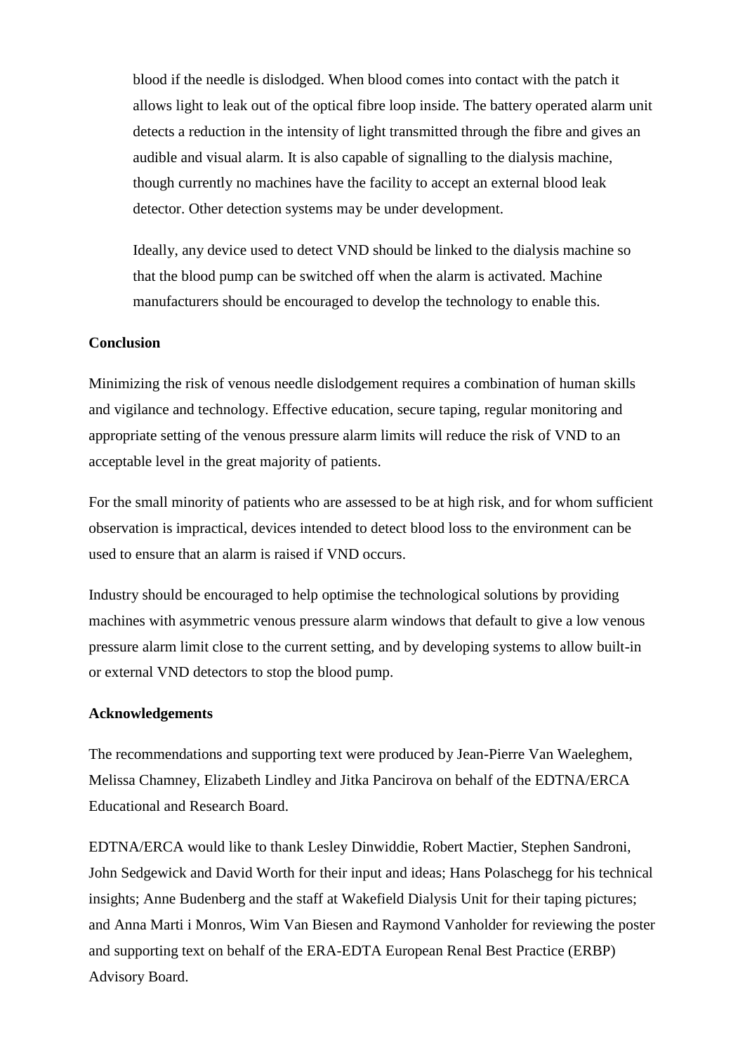blood if the needle is dislodged. When blood comes into contact with the patch it allows light to leak out of the optical fibre loop inside. The battery operated alarm unit detects a reduction in the intensity of light transmitted through the fibre and gives an audible and visual alarm. It is also capable of signalling to the dialysis machine, though currently no machines have the facility to accept an external blood leak detector. Other detection systems may be under development.

Ideally, any device used to detect VND should be linked to the dialysis machine so that the blood pump can be switched off when the alarm is activated. Machine manufacturers should be encouraged to develop the technology to enable this.

**Conclusion**

Minimizing the risk of venous needle dislodgement requires a combination of human skills and vigilance and technology. Effective education, secure taping, regular monitoring and appropriate setting of the venous pressure alarm limits will reduce the risk of VND to an acceptable level in the great majority of patients.

For the small minority of patients who are assessed to be at high risk, and for whom sufficient observation is impractical, devices intended to detect blood loss to the environment can be used to ensure that an alarm is raised if VND occurs.

Industry should be encouraged to help optimise the technological solutions by providing machines with asymmetric venous pressure alarm windows that default to give a low venous pressure alarm limit close to the current setting, and by developing systems to allow built-in or external VND detectors to stop the blood pump.

**Acknowledgements**

The recommendations and supporting text were produced by Jean-Pierre Van Waeleghem, Melissa Chamney, Elizabeth Lindley and Jitka Pancirova on behalf of the EDTNA/ERCA Educational and Research Board.

EDTNA/ERCA would like to thank Lesley Dinwiddie, Robert Mactier, Stephen Sandroni, John Sedgewick and David Worth for their input and ideas; Hans Polaschegg for his technical insights; Anne Budenberg and the staff at Wakefield Dialysis Unit for their taping pictures; and Anna Marti i Monros, Wim Van Biesen and Raymond Vanholder for reviewing the poster and supporting text on behalf of the ERA-EDTA European Renal Best Practice (ERBP) Advisory Board.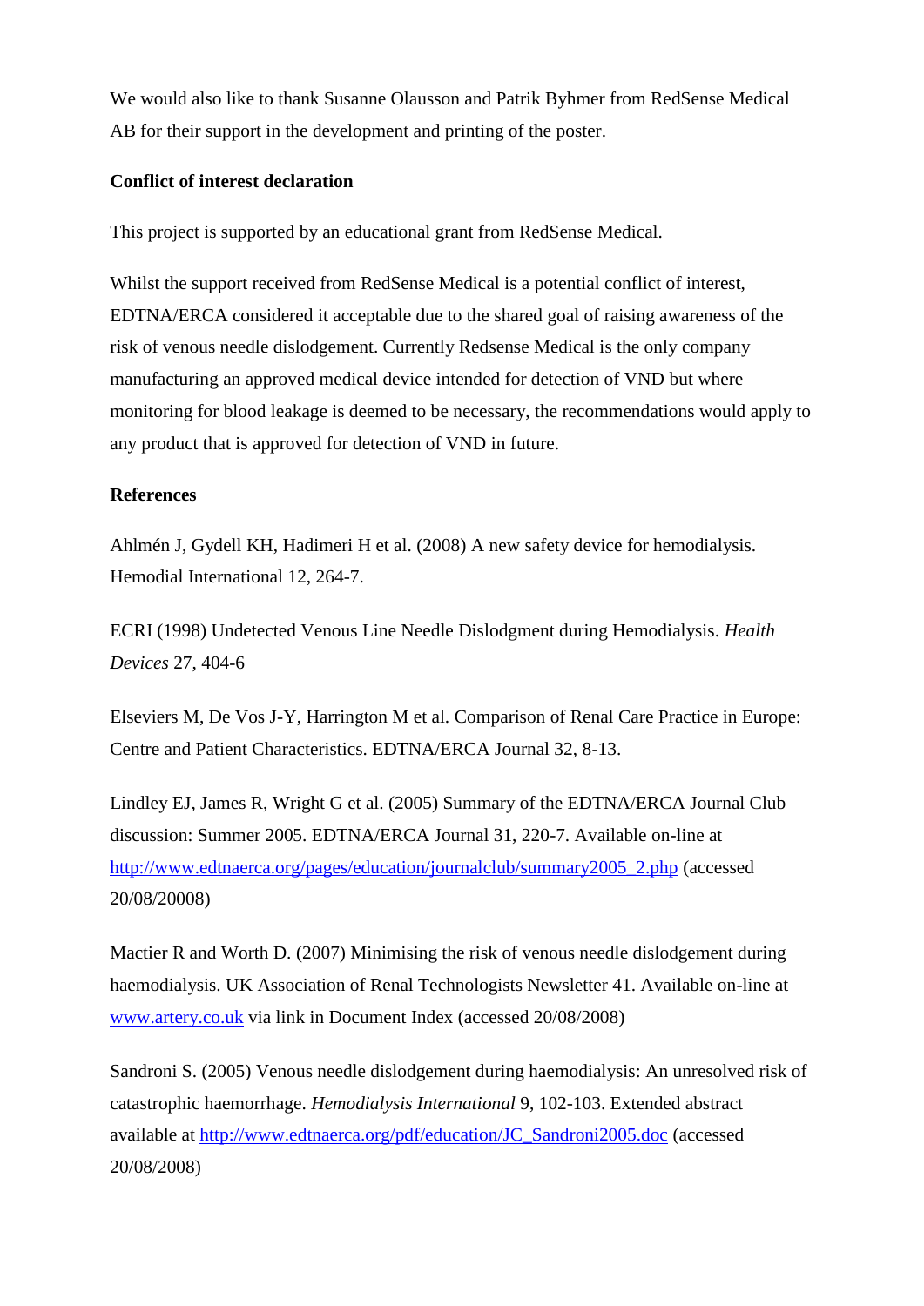We would also like to thank Susanne Olausson and Patrik Byhmer from RedSense Medical AB for their support in the development and printing of the poster.

**Conflict of interest declaration**

This project is supported by an educational grant from RedSense Medical.

Whilst the support received from RedSense Medical is a potential conflict of interest, EDTNA/ERCA considered it acceptable due to the shared goal of raising awareness of the risk of venous needle dislodgement. Currently Redsense Medical is the only company manufacturing an approved medical device intended for detection of VND but where monitoring for blood leakage is deemed to be necessary, the recommendations would apply to any product that is approved for detection of VND in future.

**References**

Ahlmén J, Gydell KH, Hadimeri H et al. (2008) A new safety device for hemodialysis. Hemodial International 12, 264-7.

ECRI (1998) Undetected Venous Line Needle Dislodgment during Hemodialysis. *Health Devices* 27, 404-6

Elseviers M, De Vos J-Y, Harrington M et al. Comparison of Renal Care Practice in Europe: Centre and Patient Characteristics. EDTNA/ERCA Journal 32, 8-13.

Lindley EJ, James R, Wright G et al. (2005) Summary of the EDTNA/ERCA Journal Club discussion: Summer 2005. EDTNA/ERCA Journal 31, 220-7. Available on-line at http://www.edtnaerca.org/pages/education/journalclub/summary2005_2.php (accessed 20/08/20008)

Mactier R and Worth D. (2007) Minimising the risk of venous needle dislodgement during haemodialysis. UK Association of Renal Technologists Newsletter 41. Available on-line at www.artery.co.uk via link in Document Index (accessed 20/08/2008)

Sandroni S. (2005) Venous needle dislodgement during haemodialysis: An unresolved risk of catastrophic haemorrhage. *Hemodialysis International* 9, 102-103. Extended abstract available at http://www.edtnaerca.org/pdf/education/JC_Sandroni2005.doc (accessed 20/08/2008)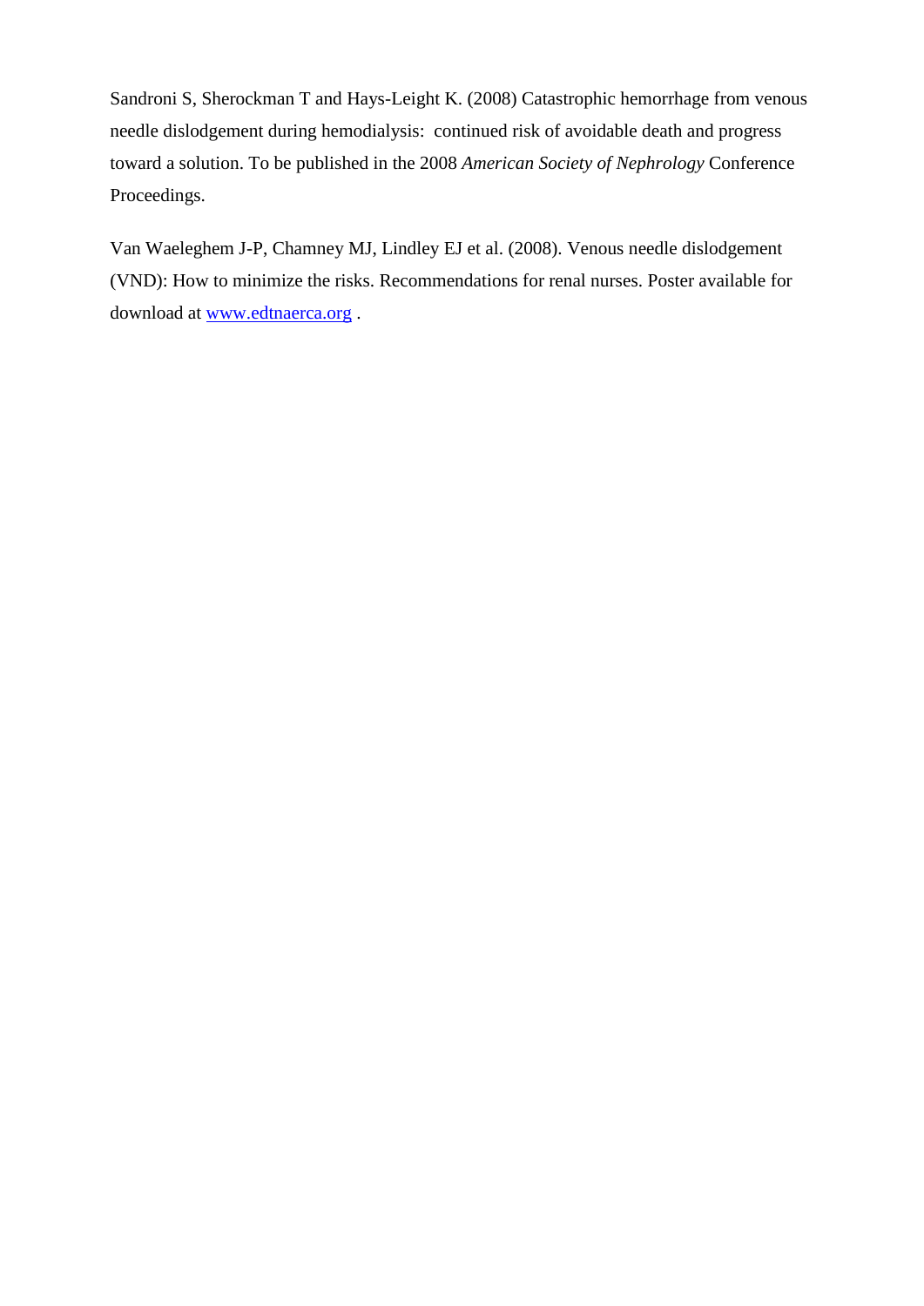Sandroni S, Sherockman T and Hays-Leight K. (2008) Catastrophic hemorrhage from venous needle dislodgement during hemodialysis: continued risk of avoidable death and progress toward a solution. To be published in the 2008 *American Society of Nephrology* Conference Proceedings.

Van Waeleghem J-P, Chamney MJ, Lindley EJ et al. (2008). Venous needle dislodgement (VND): How to minimize the risks. Recommendations for renal nurses. Poster available for download at [www.edtnaerca.org](http://www.edtnaerca.org) .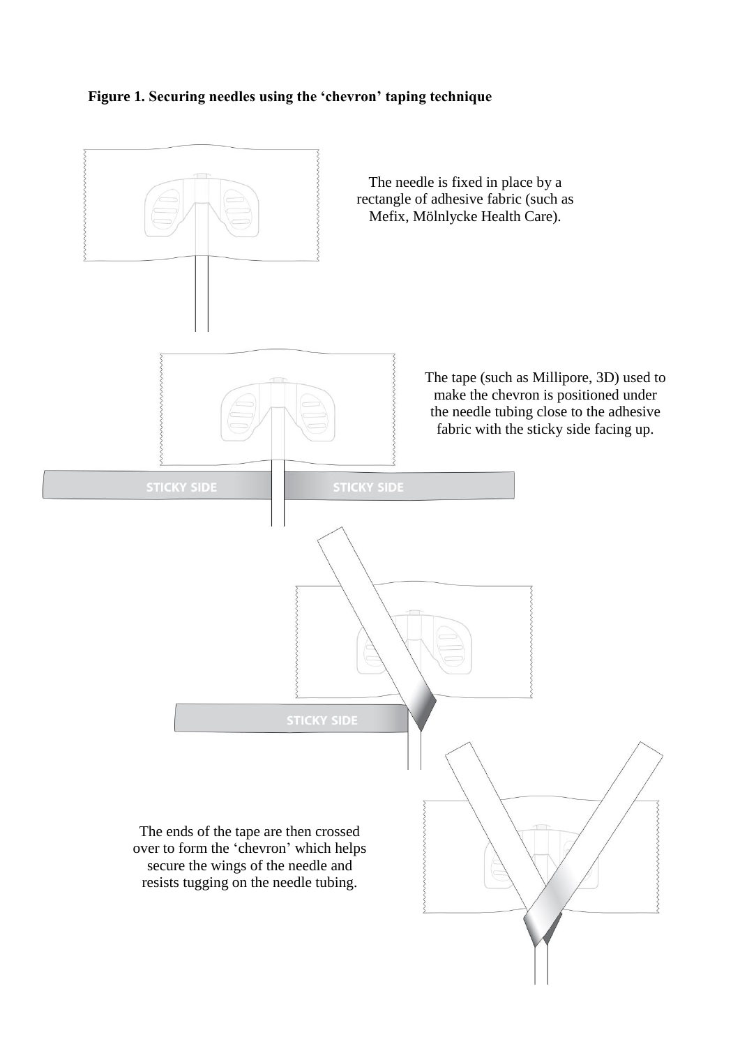**Figure 1. Securing needles using the 'chevron' taping technique**

The needle is fixed in place by a rectangle of adhesive fabric (such as Mefix, Mölnlycke Health Care).

STICKY SIDE

STICKY SIDE

The tape (such as Millipore, 3D) used to make the chevron is positioned under the needle tubing close to the adhesive fabric with the sticky side facing up.

STICKY SIDE

The ends of the tape are then crossed over to form the 'chevron' which helps secure the wings of the needle and resists tugging on the needle tubing.